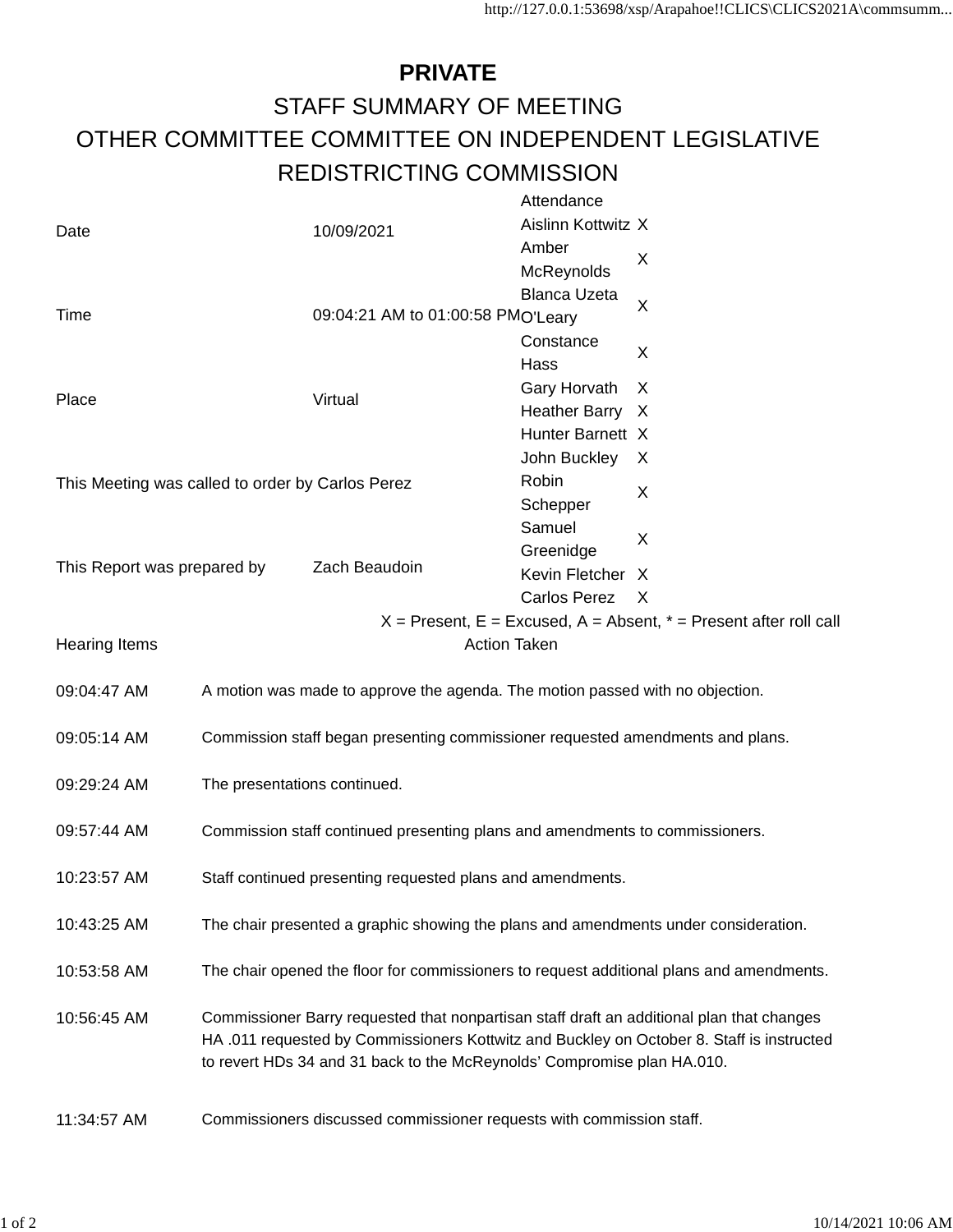# PRIVATE

## STAFF SUMMARY OF MEETING

## OTHER COMMITTEE COMMITTEE ON INDEPENDENT LEGISLATIVE REDISTRICTING COMMISSION

| | | Attendance | |
|---|---|---|---|
| Date | 10/09/2021 | Aislinn Kottwitz | X |
| | | Amber McReynolds | X |
| Time | 09:04:21 AM to 01:00:58 PM | Blanca Uzeta O'Leary | X |
| | | Constance Hass | X |
| Place | Virtual | Gary Horvath | X |
| | | Heather Barry | X |
| | | Hunter Barnett | X |
| This Meeting was called to order by Carlos Perez | | John Buckley | X |
| | | Robin Schepper | X |
| | | Samuel Greenidge | X |
| This Report was prepared by | Zach Beaudoin | Kevin Fletcher | X |
| | | Carlos Perez | X |

X = Present, E = Excused, A = Absent, * = Present after roll call

| Hearing Items | Action Taken |
|---|---|
| 09:04:47 AM | A motion was made to approve the agenda. The motion passed with no objection. |
| 09:05:14 AM | Commission staff began presenting commissioner requested amendments and plans. |
| 09:29:24 AM | The presentations continued. |
| 09:57:44 AM | Commission staff continued presenting plans and amendments to commissioners. |
| 10:23:57 AM | Staff continued presenting requested plans and amendments. |
| 10:43:25 AM | The chair presented a graphic showing the plans and amendments under consideration. |
| 10:53:58 AM | The chair opened the floor for commissioners to request additional plans and amendments. |
| 10:56:45 AM | Commissioner Barry requested that nonpartisan staff draft an additional plan that changes HA .011 requested by Commissioners Kottwitz and Buckley on October 8. Staff is instructed to revert HDs 34 and 31 back to the McReynolds' Compromise plan HA.010. |
| 11:34:57 AM | Commissioners discussed commissioner requests with commission staff. |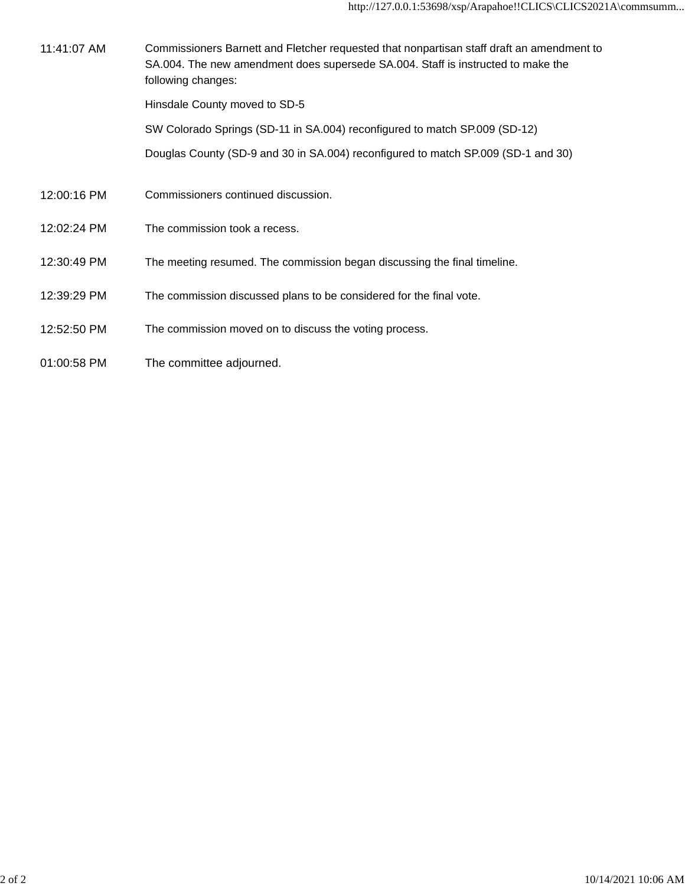| | |
|---|---|
| 11:41:07 AM | Commissioners Barnett and Fletcher requested that nonpartisan staff draft an amendment to SA.004. The new amendment does supersede SA.004. Staff is instructed to make the following changes:<br><br>Hinsdale County moved to SD-5<br><br>SW Colorado Springs (SD-11 in SA.004) reconfigured to match SP.009 (SD-12)<br><br>Douglas County (SD-9 and 30 in SA.004) reconfigured to match SP.009 (SD-1 and 30) |
| 12:00:16 PM | Commissioners continued discussion. |
| 12:02:24 PM | The commission took a recess. |
| 12:30:49 PM | The meeting resumed. The commission began discussing the final timeline. |
| 12:39:29 PM | The commission discussed plans to be considered for the final vote. |
| 12:52:50 PM | The commission moved on to discuss the voting process. |
| 01:00:58 PM | The committee adjourned. |